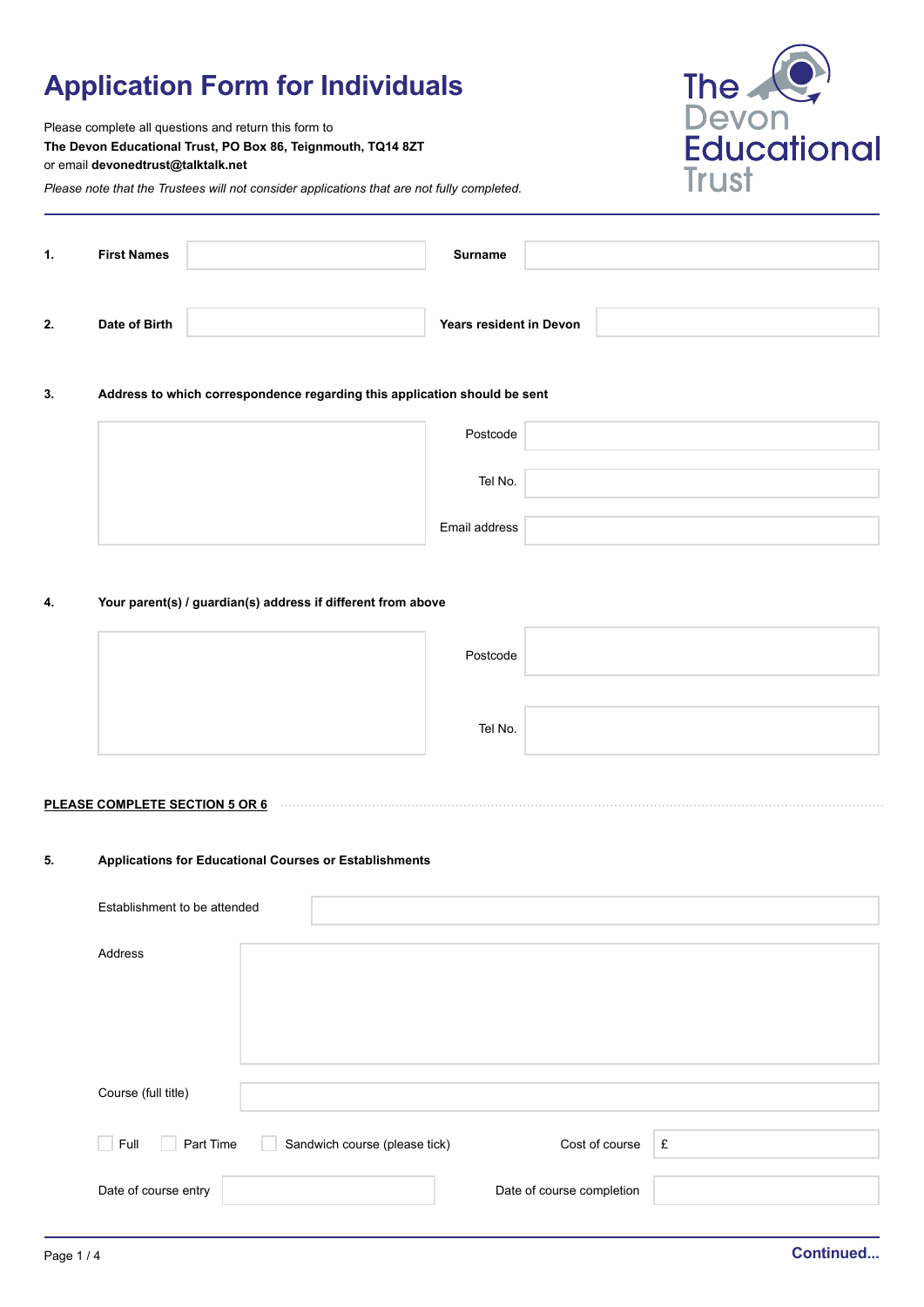# Application Form for Individuals

Please complete all questions and return this form to
**The Devon Educational Trust, PO Box 86, Teignmouth, TQ14 8ZT**
or email **devonedtrust@talktalk.net**

*Please note that the Trustees will not consider applications that are not fully completed.*

The Devon Educational Trust

**1.** **First Names** ______ **Surname** ______

**2.** **Date of Birth** ______ **Years resident in Devon** ______

**3.** **Address to which correspondence regarding this application should be sent**

Postcode ______

Tel No. ______

Email address ______

**4.** **Your parent(s) / guardian(s) address if different from above**

Postcode ______

Tel No. ______

**PLEASE COMPLETE SECTION 5 OR 6**

**5.** **Applications for Educational Courses or Establishments**

Establishment to be attended ______

Address ______

Course (full title) ______

☐ Full ☐ Part Time ☐ Sandwich course (please tick)

Cost of course £ ______

Date of course entry ______ Date of course completion ______

**Continued...**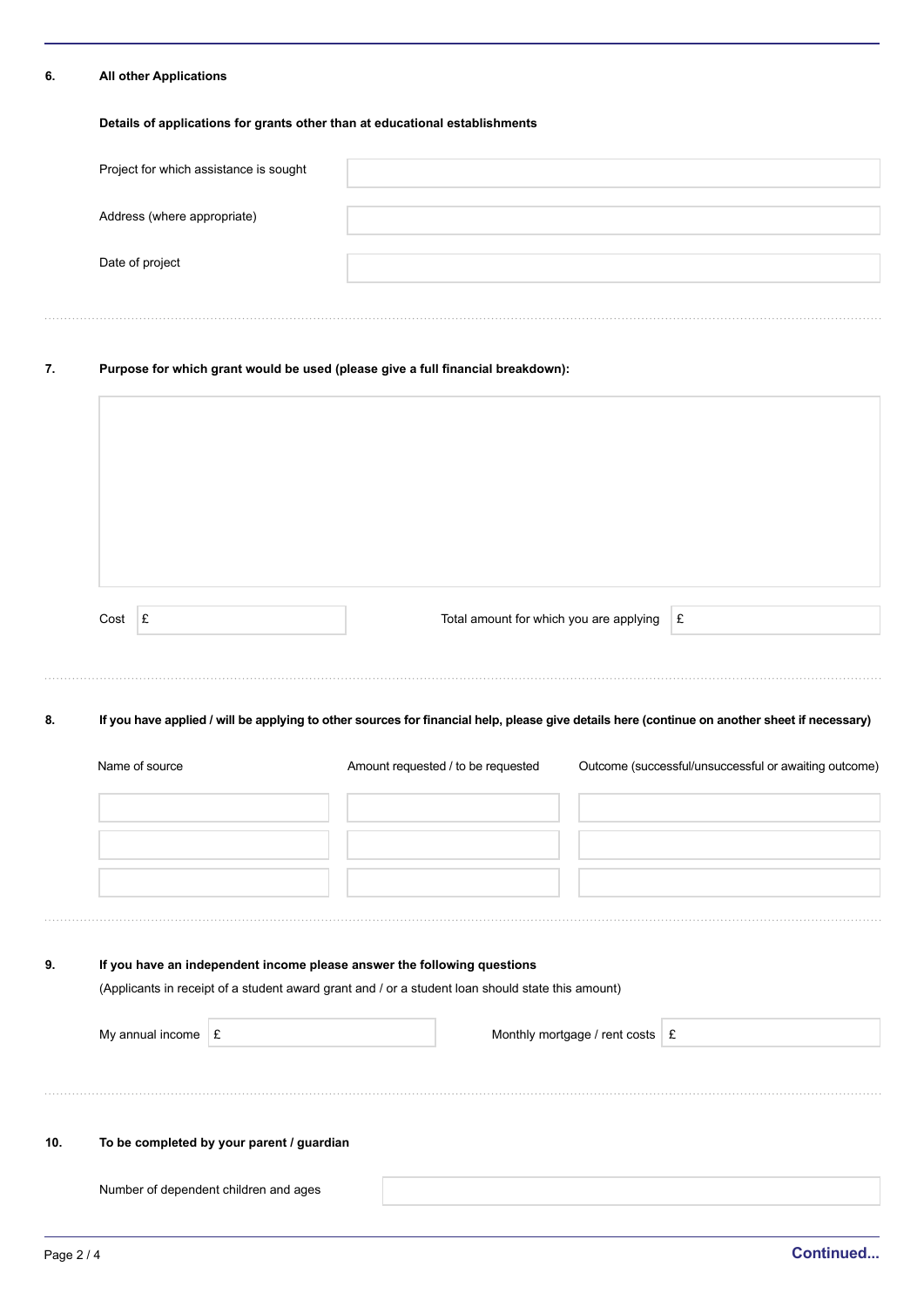**6. All other Applications**

**Details of applications for grants other than at educational establishments**

| | |
|---|---|
| Project for which assistance is sought | |
| Address (where appropriate) | |
| Date of project | |

**7. Purpose for which grant would be used (please give a full financial breakdown):**

| |
|---|
| |

Cost £ &nbsp;&nbsp;&nbsp;&nbsp; Total amount for which you are applying £

**8. If you have applied / will be applying to other sources for financial help, please give details here (continue on another sheet if necessary)**

| Name of source | Amount requested / to be requested | Outcome (successful/unsuccessful or awaiting outcome) |
|---|---|---|
| | | |
| | | |
| | | |

**9. If you have an independent income please answer the following questions**

(Applicants in receipt of a student award grant and / or a student loan should state this amount)

My annual income £ &nbsp;&nbsp;&nbsp;&nbsp; Monthly mortgage / rent costs £

**10. To be completed by your parent / guardian**

| | |
|---|---|
| Number of dependent children and ages | |

**Continued...**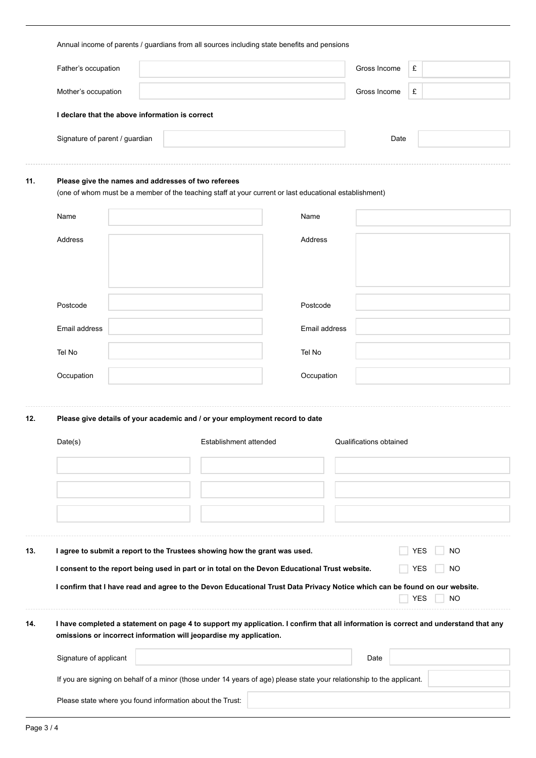Annual income of parents / guardians from all sources including state benefits and pensions

| | | | |
|---|---|---|---|
| Father's occupation | | Gross Income | £ |
| Mother's occupation | | Gross Income | £ |

**I declare that the above information is correct**

Signature of parent / guardian ______________________ Date ____________

**11. Please give the names and addresses of two referees**

(one of whom must be a member of the teaching staff at your current or last educational establishment)

| | | | |
|---|---|---|---|
| Name | | Name | |
| Address | | Address | |
| Postcode | | Postcode | |
| Email address | | Email address | |
| Tel No | | Tel No | |
| Occupation | | Occupation | |

**12. Please give details of your academic and / or your employment record to date**

| Date(s) | Establishment attended | Qualifications obtained |
|---|---|---|
| | | |
| | | |
| | | |

**13. I agree to submit a report to the Trustees showing how the grant was used.** ☐ YES ☐ NO

**I consent to the report being used in part or in total on the Devon Educational Trust website.** ☐ YES ☐ NO

**I confirm that I have read and agree to the Devon Educational Trust Data Privacy Notice which can be found on our website.** ☐ YES ☐ NO

**14. I have completed a statement on page 4 to support my application. I confirm that all information is correct and understand that any omissions or incorrect information will jeopardise my application.**

Signature of applicant ______________________ Date ____________

If you are signing on behalf of a minor (those under 14 years of age) please state your relationship to the applicant. ____________

Please state where you found information about the Trust: ______________________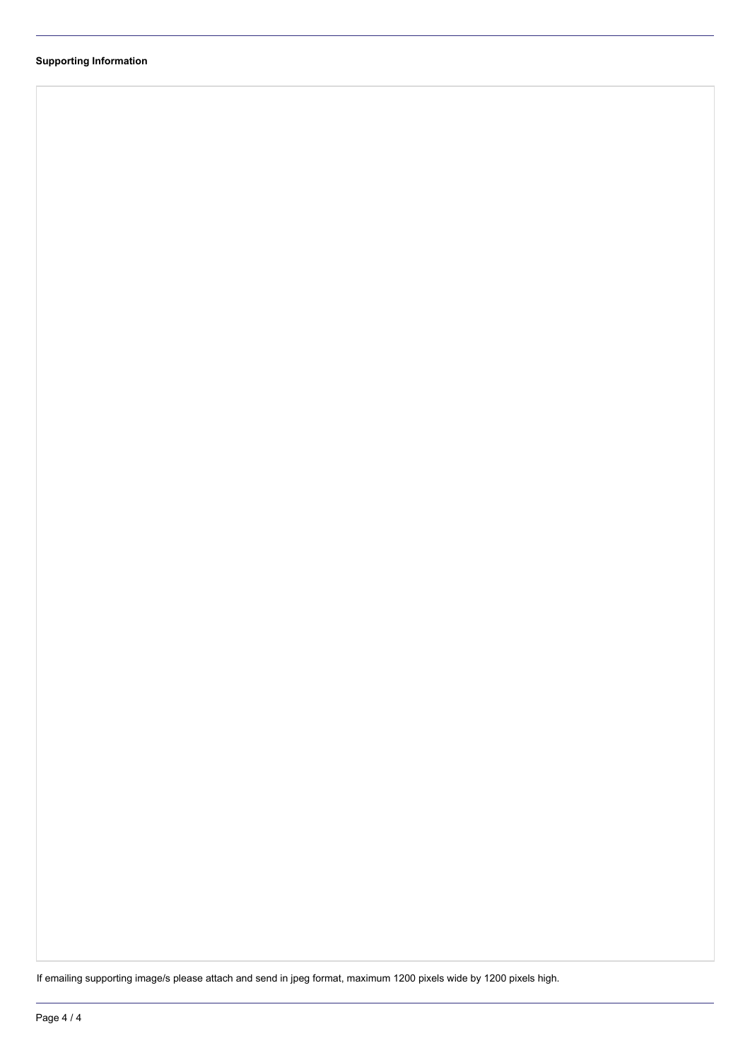**Supporting Information**

If emailing supporting image/s please attach and send in jpeg format, maximum 1200 pixels wide by 1200 pixels high.